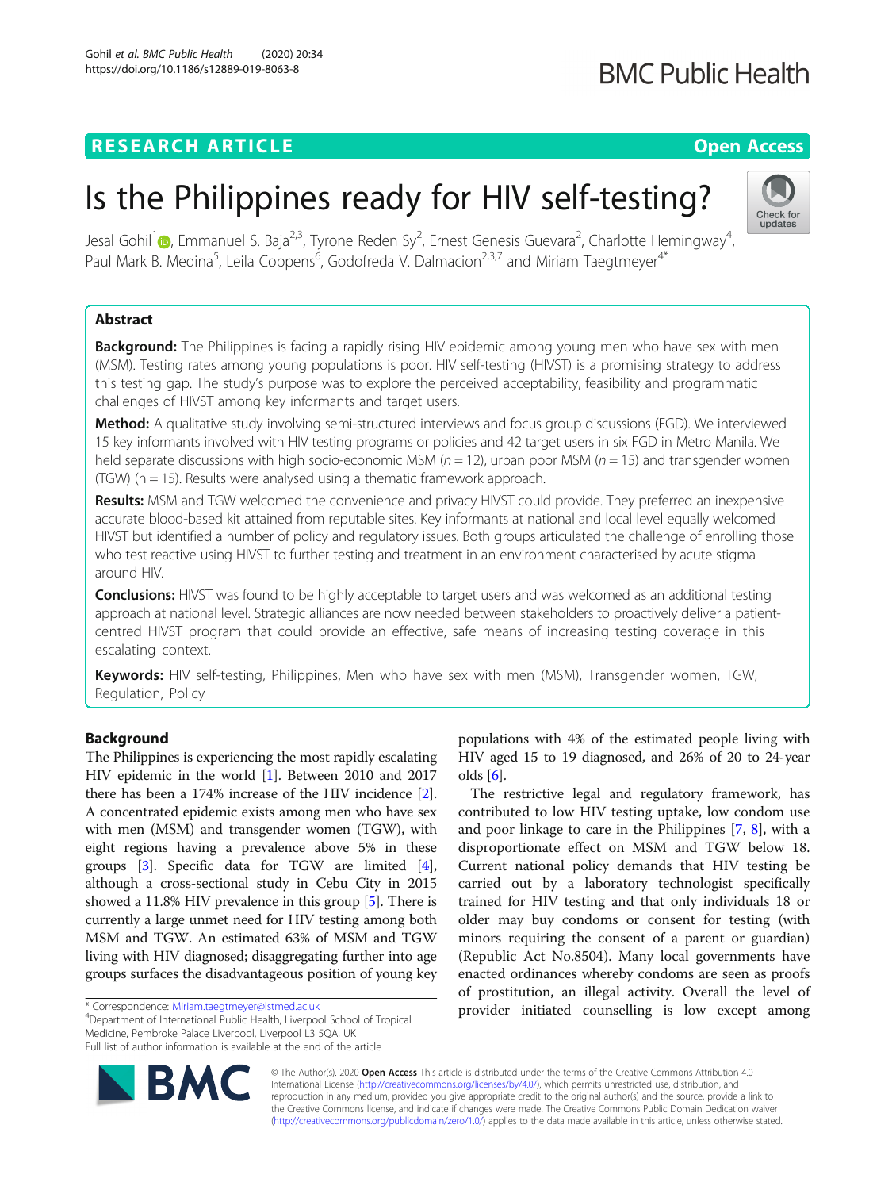RESEARCH ARTICLE

Open Access

# Is the Philippines ready for HIV self-testing?

Jesal Gohil[1], Emmanuel S. Baja[2,3], Tyrone Reden Sy[2], Ernest Genesis Guevara[2], Charlotte Hemingway[4], Paul Mark B. Medina[5], Leila Coppens[6], Godofreda V. Dalmacion[2,3,7] and Miriam Taegtmeyer[4*]

## Abstract

**Background:** The Philippines is facing a rapidly rising HIV epidemic among young men who have sex with men (MSM). Testing rates among young populations is poor. HIV self-testing (HIVST) is a promising strategy to address this testing gap. The study's purpose was to explore the perceived acceptability, feasibility and programmatic challenges of HIVST among key informants and target users.

**Method:** A qualitative study involving semi-structured interviews and focus group discussions (FGD). We interviewed 15 key informants involved with HIV testing programs or policies and 42 target users in six FGD in Metro Manila. We held separate discussions with high socio-economic MSM ($n = 12$), urban poor MSM ($n = 15$) and transgender women (TGW) (n = 15). Results were analysed using a thematic framework approach.

**Results:** MSM and TGW welcomed the convenience and privacy HIVST could provide. They preferred an inexpensive accurate blood-based kit attained from reputable sites. Key informants at national and local level equally welcomed HIVST but identified a number of policy and regulatory issues. Both groups articulated the challenge of enrolling those who test reactive using HIVST to further testing and treatment in an environment characterised by acute stigma around HIV.

**Conclusions:** HIVST was found to be highly acceptable to target users and was welcomed as an additional testing approach at national level. Strategic alliances are now needed between stakeholders to proactively deliver a patient-centred HIVST program that could provide an effective, safe means of increasing testing coverage in this escalating context.

**Keywords:** HIV self-testing, Philippines, Men who have sex with men (MSM), Transgender women, TGW, Regulation, Policy

## Background

The Philippines is experiencing the most rapidly escalating HIV epidemic in the world [1]. Between 2010 and 2017 there has been a 174% increase of the HIV incidence [2]. A concentrated epidemic exists among men who have sex with men (MSM) and transgender women (TGW), with eight regions having a prevalence above 5% in these groups [3]. Specific data for TGW are limited [4], although a cross-sectional study in Cebu City in 2015 showed a 11.8% HIV prevalence in this group [5]. There is currently a large unmet need for HIV testing among both MSM and TGW. An estimated 63% of MSM and TGW living with HIV diagnosed; disaggregating further into age groups surfaces the disadvantageous position of young key populations with 4% of the estimated people living with HIV aged 15 to 19 diagnosed, and 26% of 20 to 24-year olds [6].

The restrictive legal and regulatory framework, has contributed to low HIV testing uptake, low condom use and poor linkage to care in the Philippines [7, 8], with a disproportionate effect on MSM and TGW below 18. Current national policy demands that HIV testing be carried out by a laboratory technologist specifically trained for HIV testing and that only individuals 18 or older may buy condoms or consent for testing (with minors requiring the consent of a parent or guardian) (Republic Act No.8504). Many local governments have enacted ordinances whereby condoms are seen as proofs of prostitution, an illegal activity. Overall the level of provider initiated counselling is low except among

\* Correspondence: Miriam.taegtmeyer@lstmed.ac.uk
[4]Department of International Public Health, Liverpool School of Tropical Medicine, Pembroke Palace Liverpool, Liverpool L3 5QA, UK
Full list of author information is available at the end of the article

© The Author(s). 2020 **Open Access** This article is distributed under the terms of the Creative Commons Attribution 4.0 International License (http://creativecommons.org/licenses/by/4.0/), which permits unrestricted use, distribution, and reproduction in any medium, provided you give appropriate credit to the original author(s) and the source, provide a link to the Creative Commons license, and indicate if changes were made. The Creative Commons Public Domain Dedication waiver (http://creativecommons.org/publicdomain/zero/1.0/) applies to the data made available in this article, unless otherwise stated.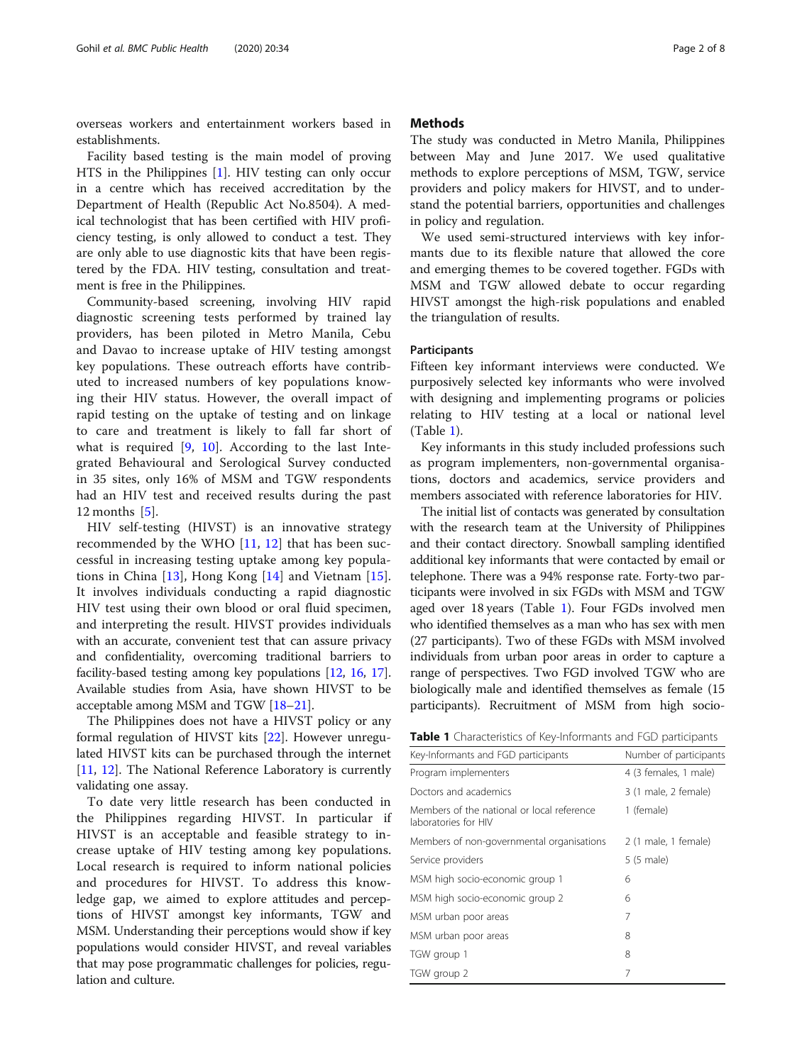overseas workers and entertainment workers based in establishments.

Facility based testing is the main model of proving HTS in the Philippines [1]. HIV testing can only occur in a centre which has received accreditation by the Department of Health (Republic Act No.8504). A medical technologist that has been certified with HIV proficiency testing, is only allowed to conduct a test. They are only able to use diagnostic kits that have been registered by the FDA. HIV testing, consultation and treatment is free in the Philippines.

Community-based screening, involving HIV rapid diagnostic screening tests performed by trained lay providers, has been piloted in Metro Manila, Cebu and Davao to increase uptake of HIV testing amongst key populations. These outreach efforts have contributed to increased numbers of key populations knowing their HIV status. However, the overall impact of rapid testing on the uptake of testing and on linkage to care and treatment is likely to fall far short of what is required [9, 10]. According to the last Integrated Behavioural and Serological Survey conducted in 35 sites, only 16% of MSM and TGW respondents had an HIV test and received results during the past 12 months [5].

HIV self-testing (HIVST) is an innovative strategy recommended by the WHO [11, 12] that has been successful in increasing testing uptake among key populations in China [13], Hong Kong [14] and Vietnam [15]. It involves individuals conducting a rapid diagnostic HIV test using their own blood or oral fluid specimen, and interpreting the result. HIVST provides individuals with an accurate, convenient test that can assure privacy and confidentiality, overcoming traditional barriers to facility-based testing among key populations [12, 16, 17]. Available studies from Asia, have shown HIVST to be acceptable among MSM and TGW [18–21].

The Philippines does not have a HIVST policy or any formal regulation of HIVST kits [22]. However unregulated HIVST kits can be purchased through the internet [11, 12]. The National Reference Laboratory is currently validating one assay.

To date very little research has been conducted in the Philippines regarding HIVST. In particular if HIVST is an acceptable and feasible strategy to increase uptake of HIV testing among key populations. Local research is required to inform national policies and procedures for HIVST. To address this knowledge gap, we aimed to explore attitudes and perceptions of HIVST amongst key informants, TGW and MSM. Understanding their perceptions would show if key populations would consider HIVST, and reveal variables that may pose programmatic challenges for policies, regulation and culture.

## Methods

The study was conducted in Metro Manila, Philippines between May and June 2017. We used qualitative methods to explore perceptions of MSM, TGW, service providers and policy makers for HIVST, and to understand the potential barriers, opportunities and challenges in policy and regulation.

We used semi-structured interviews with key informants due to its flexible nature that allowed the core and emerging themes to be covered together. FGDs with MSM and TGW allowed debate to occur regarding HIVST amongst the high-risk populations and enabled the triangulation of results.

### Participants

Fifteen key informant interviews were conducted. We purposively selected key informants who were involved with designing and implementing programs or policies relating to HIV testing at a local or national level (Table 1).

Key informants in this study included professions such as program implementers, non-governmental organisations, doctors and academics, service providers and members associated with reference laboratories for HIV.

The initial list of contacts was generated by consultation with the research team at the University of Philippines and their contact directory. Snowball sampling identified additional key informants that were contacted by email or telephone. There was a 94% response rate. Forty-two participants were involved in six FGDs with MSM and TGW aged over 18 years (Table 1). Four FGDs involved men who identified themselves as a man who has sex with men (27 participants). Two of these FGDs with MSM involved individuals from urban poor areas in order to capture a range of perspectives. Two FGD involved TGW who are biologically male and identified themselves as female (15 participants). Recruitment of MSM from high socio-

**Table 1** Characteristics of Key-Informants and FGD participants

| Key-Informants and FGD participants | Number of participants |
|---|---|
| Program implementers | 4 (3 females, 1 male) |
| Doctors and academics | 3 (1 male, 2 female) |
| Members of the national or local reference laboratories for HIV | 1 (female) |
| Members of non-governmental organisations | 2 (1 male, 1 female) |
| Service providers | 5 (5 male) |
| MSM high socio-economic group 1 | 6 |
| MSM high socio-economic group 2 | 6 |
| MSM urban poor areas | 7 |
| MSM urban poor areas | 8 |
| TGW group 1 | 8 |
| TGW group 2 | 7 |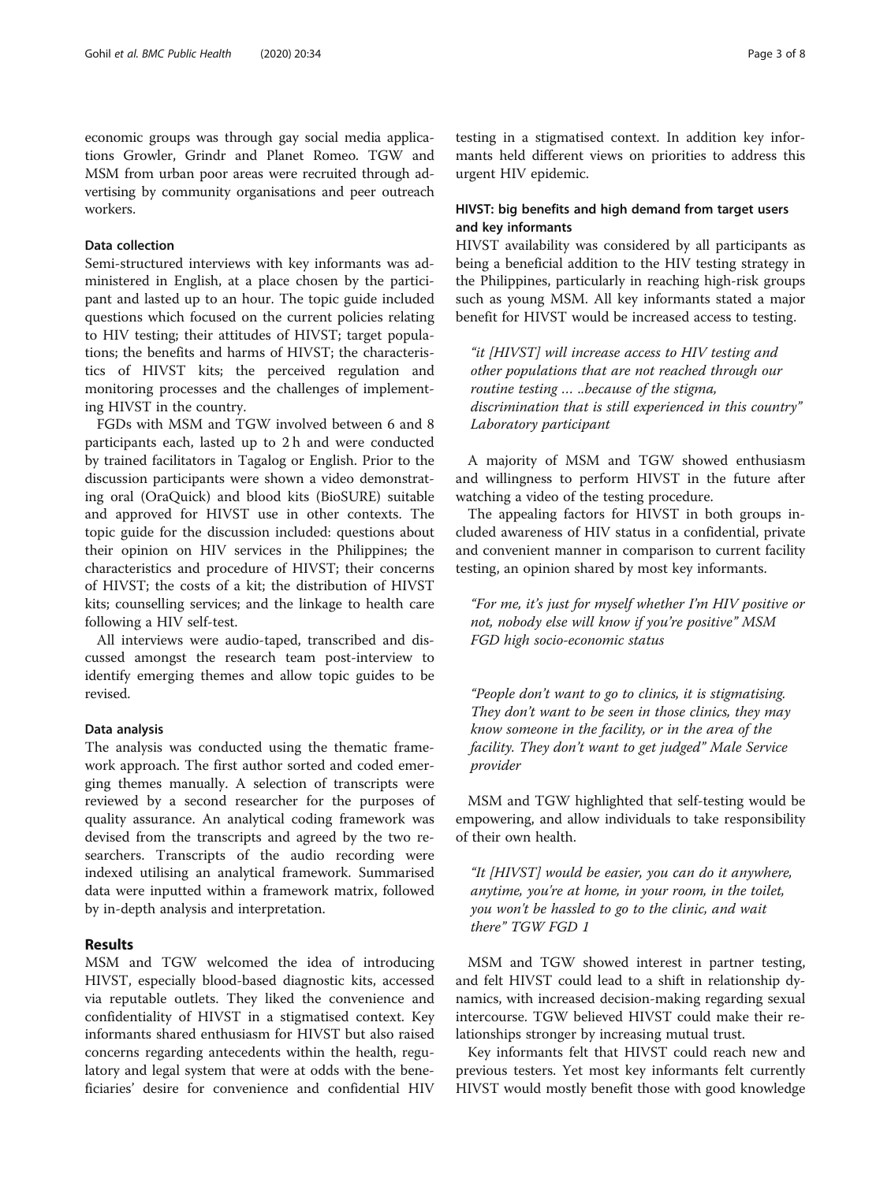economic groups was through gay social media applications Growler, Grindr and Planet Romeo. TGW and MSM from urban poor areas were recruited through advertising by community organisations and peer outreach workers.

### Data collection

Semi-structured interviews with key informants was administered in English, at a place chosen by the participant and lasted up to an hour. The topic guide included questions which focused on the current policies relating to HIV testing; their attitudes of HIVST; target populations; the benefits and harms of HIVST; the characteristics of HIVST kits; the perceived regulation and monitoring processes and the challenges of implementing HIVST in the country.

FGDs with MSM and TGW involved between 6 and 8 participants each, lasted up to 2 h and were conducted by trained facilitators in Tagalog or English. Prior to the discussion participants were shown a video demonstrating oral (OraQuick) and blood kits (BioSURE) suitable and approved for HIVST use in other contexts. The topic guide for the discussion included: questions about their opinion on HIV services in the Philippines; the characteristics and procedure of HIVST; their concerns of HIVST; the costs of a kit; the distribution of HIVST kits; counselling services; and the linkage to health care following a HIV self-test.

All interviews were audio-taped, transcribed and discussed amongst the research team post-interview to identify emerging themes and allow topic guides to be revised.

### Data analysis

The analysis was conducted using the thematic framework approach. The first author sorted and coded emerging themes manually. A selection of transcripts were reviewed by a second researcher for the purposes of quality assurance. An analytical coding framework was devised from the transcripts and agreed by the two researchers. Transcripts of the audio recording were indexed utilising an analytical framework. Summarised data were inputted within a framework matrix, followed by in-depth analysis and interpretation.

## Results

MSM and TGW welcomed the idea of introducing HIVST, especially blood-based diagnostic kits, accessed via reputable outlets. They liked the convenience and confidentiality of HIVST in a stigmatised context. Key informants shared enthusiasm for HIVST but also raised concerns regarding antecedents within the health, regulatory and legal system that were at odds with the beneficiaries' desire for convenience and confidential HIV testing in a stigmatised context. In addition key informants held different views on priorities to address this urgent HIV epidemic.

### HIVST: big benefits and high demand from target users and key informants

HIVST availability was considered by all participants as being a beneficial addition to the HIV testing strategy in the Philippines, particularly in reaching high-risk groups such as young MSM. All key informants stated a major benefit for HIVST would be increased access to testing.

> *"it [HIVST] will increase access to HIV testing and other populations that are not reached through our routine testing … ..because of the stigma, discrimination that is still experienced in this country"* Laboratory participant

A majority of MSM and TGW showed enthusiasm and willingness to perform HIVST in the future after watching a video of the testing procedure.

The appealing factors for HIVST in both groups included awareness of HIV status in a confidential, private and convenient manner in comparison to current facility testing, an opinion shared by most key informants.

> *"For me, it's just for myself whether I'm HIV positive or not, nobody else will know if you're positive"* MSM FGD high socio-economic status

> *"People don't want to go to clinics, it is stigmatising. They don't want to be seen in those clinics, they may know someone in the facility, or in the area of the facility. They don't want to get judged"* Male Service provider

MSM and TGW highlighted that self-testing would be empowering, and allow individuals to take responsibility of their own health.

> *"It [HIVST] would be easier, you can do it anywhere, anytime, you're at home, in your room, in the toilet, you won't be hassled to go to the clinic, and wait there"* TGW FGD 1

MSM and TGW showed interest in partner testing, and felt HIVST could lead to a shift in relationship dynamics, with increased decision-making regarding sexual intercourse. TGW believed HIVST could make their relationships stronger by increasing mutual trust.

Key informants felt that HIVST could reach new and previous testers. Yet most key informants felt currently HIVST would mostly benefit those with good knowledge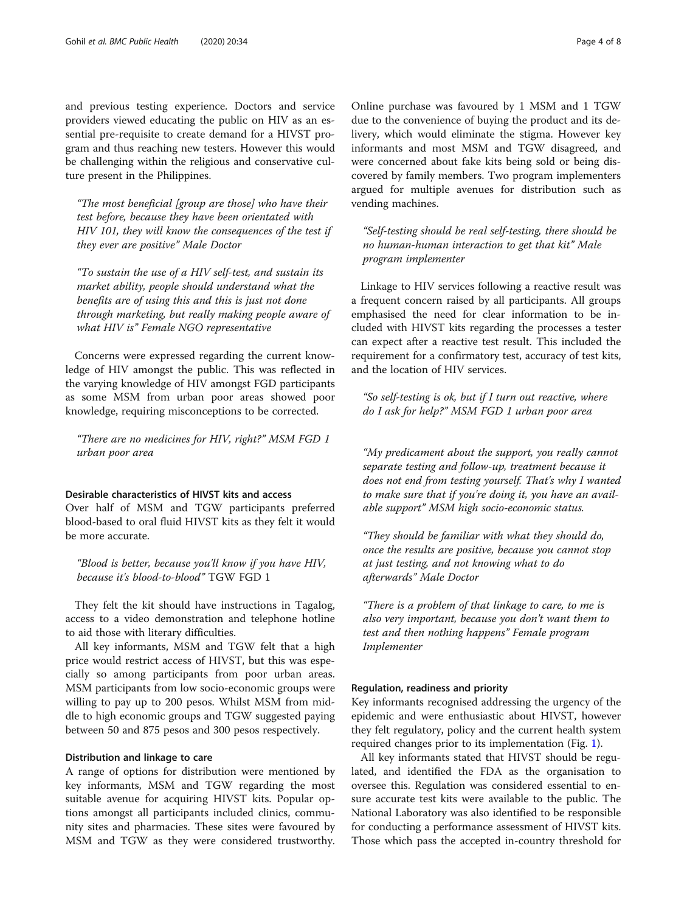and previous testing experience. Doctors and service providers viewed educating the public on HIV as an essential pre-requisite to create demand for a HIVST program and thus reaching new testers. However this would be challenging within the religious and conservative culture present in the Philippines.

> *"The most beneficial [group are those] who have their test before, because they have been orientated with HIV 101, they will know the consequences of the test if they ever are positive" Male Doctor*

> *"To sustain the use of a HIV self-test, and sustain its market ability, people should understand what the benefits are of using this and this is just not done through marketing, but really making people aware of what HIV is" Female NGO representative*

Concerns were expressed regarding the current knowledge of HIV amongst the public. This was reflected in the varying knowledge of HIV amongst FGD participants as some MSM from urban poor areas showed poor knowledge, requiring misconceptions to be corrected.

> *"There are no medicines for HIV, right?" MSM FGD 1 urban poor area*

#### Desirable characteristics of HIVST kits and access

Over half of MSM and TGW participants preferred blood-based to oral fluid HIVST kits as they felt it would be more accurate.

> *"Blood is better, because you'll know if you have HIV, because it's blood-to-blood"* TGW FGD 1

They felt the kit should have instructions in Tagalog, access to a video demonstration and telephone hotline to aid those with literary difficulties.

All key informants, MSM and TGW felt that a high price would restrict access of HIVST, but this was especially so among participants from poor urban areas. MSM participants from low socio-economic groups were willing to pay up to 200 pesos. Whilst MSM from middle to high economic groups and TGW suggested paying between 50 and 875 pesos and 300 pesos respectively.

#### Distribution and linkage to care

A range of options for distribution were mentioned by key informants, MSM and TGW regarding the most suitable avenue for acquiring HIVST kits. Popular options amongst all participants included clinics, community sites and pharmacies. These sites were favoured by MSM and TGW as they were considered trustworthy. Online purchase was favoured by 1 MSM and 1 TGW due to the convenience of buying the product and its delivery, which would eliminate the stigma. However key informants and most MSM and TGW disagreed, and were concerned about fake kits being sold or being discovered by family members. Two program implementers argued for multiple avenues for distribution such as vending machines.

> *"Self-testing should be real self-testing, there should be no human-human interaction to get that kit" Male program implementer*

Linkage to HIV services following a reactive result was a frequent concern raised by all participants. All groups emphasised the need for clear information to be included with HIVST kits regarding the processes a tester can expect after a reactive test result. This included the requirement for a confirmatory test, accuracy of test kits, and the location of HIV services.

> *"So self-testing is ok, but if I turn out reactive, where do I ask for help?" MSM FGD 1 urban poor area*

> *"My predicament about the support, you really cannot separate testing and follow-up, treatment because it does not end from testing yourself. That's why I wanted to make sure that if you're doing it, you have an available support" MSM high socio-economic status.*

> *"They should be familiar with what they should do, once the results are positive, because you cannot stop at just testing, and not knowing what to do afterwards" Male Doctor*

> *"There is a problem of that linkage to care, to me is also very important, because you don't want them to test and then nothing happens" Female program Implementer*

#### Regulation, readiness and priority

Key informants recognised addressing the urgency of the epidemic and were enthusiastic about HIVST, however they felt regulatory, policy and the current health system required changes prior to its implementation (Fig. 1).

All key informants stated that HIVST should be regulated, and identified the FDA as the organisation to oversee this. Regulation was considered essential to ensure accurate test kits were available to the public. The National Laboratory was also identified to be responsible for conducting a performance assessment of HIVST kits. Those which pass the accepted in-country threshold for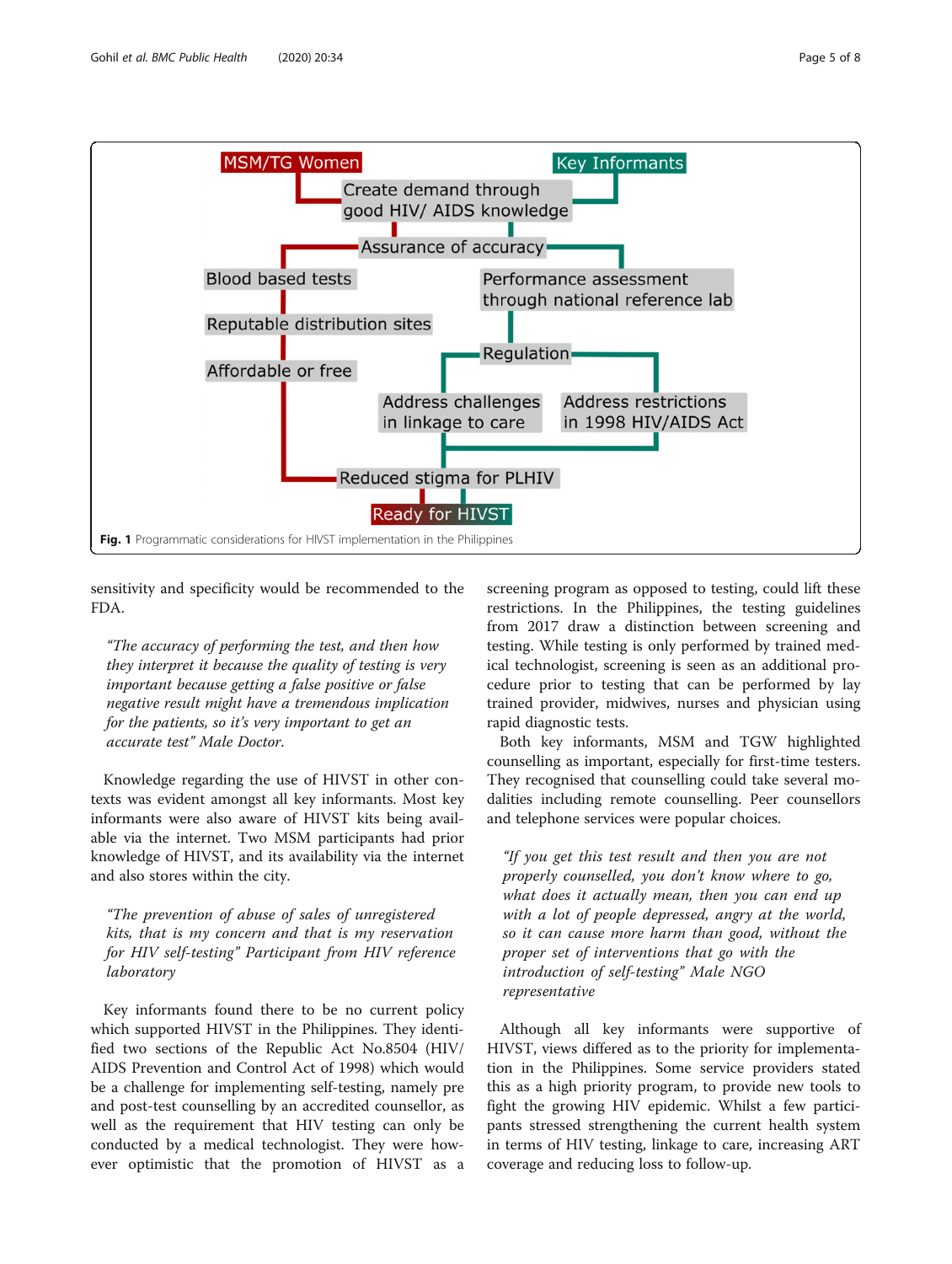**Fig. 1** Programmatic considerations for HIVST implementation in the Philippines

sensitivity and specificity would be recommended to the FDA.

> *"The accuracy of performing the test, and then how they interpret it because the quality of testing is very important because getting a false positive or false negative result might have a tremendous implication for the patients, so it's very important to get an accurate test" Male Doctor.*

Knowledge regarding the use of HIVST in other contexts was evident amongst all key informants. Most key informants were also aware of HIVST kits being available via the internet. Two MSM participants had prior knowledge of HIVST, and its availability via the internet and also stores within the city.

> *"The prevention of abuse of sales of unregistered kits, that is my concern and that is my reservation for HIV self-testing" Participant from HIV reference laboratory*

Key informants found there to be no current policy which supported HIVST in the Philippines. They identified two sections of the Republic Act No.8504 (HIV/AIDS Prevention and Control Act of 1998) which would be a challenge for implementing self-testing, namely pre and post-test counselling by an accredited counsellor, as well as the requirement that HIV testing can only be conducted by a medical technologist. They were however optimistic that the promotion of HIVST as a screening program as opposed to testing, could lift these restrictions. In the Philippines, the testing guidelines from 2017 draw a distinction between screening and testing. While testing is only performed by trained medical technologist, screening is seen as an additional procedure prior to testing that can be performed by lay trained provider, midwives, nurses and physician using rapid diagnostic tests.

Both key informants, MSM and TGW highlighted counselling as important, especially for first-time testers. They recognised that counselling could take several modalities including remote counselling. Peer counsellors and telephone services were popular choices.

> *"If you get this test result and then you are not properly counselled, you don't know where to go, what does it actually mean, then you can end up with a lot of people depressed, angry at the world, so it can cause more harm than good, without the proper set of interventions that go with the introduction of self-testing" Male NGO representative*

Although all key informants were supportive of HIVST, views differed as to the priority for implementation in the Philippines. Some service providers stated this as a high priority program, to provide new tools to fight the growing HIV epidemic. Whilst a few participants stressed strengthening the current health system in terms of HIV testing, linkage to care, increasing ART coverage and reducing loss to follow-up.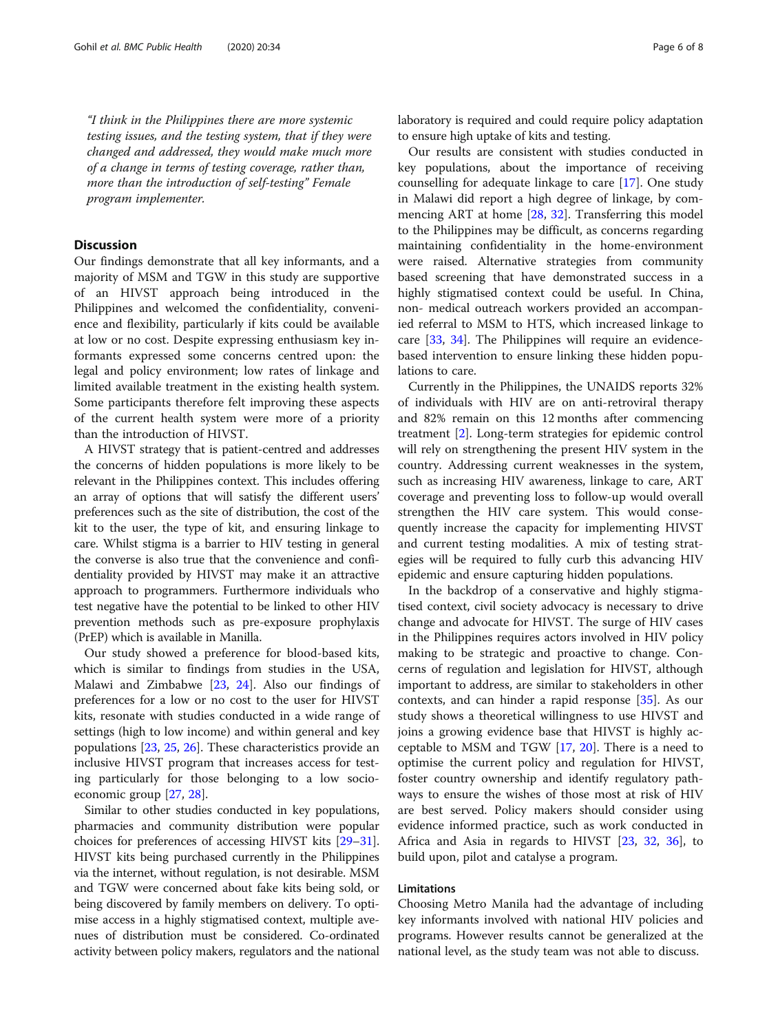"I think in the Philippines there are more systemic testing issues, and the testing system, that if they were changed and addressed, they would make much more of a change in terms of testing coverage, rather than, more than the introduction of self-testing" Female program implementer.

## Discussion

Our findings demonstrate that all key informants, and a majority of MSM and TGW in this study are supportive of an HIVST approach being introduced in the Philippines and welcomed the confidentiality, convenience and flexibility, particularly if kits could be available at low or no cost. Despite expressing enthusiasm key informants expressed some concerns centred upon: the legal and policy environment; low rates of linkage and limited available treatment in the existing health system. Some participants therefore felt improving these aspects of the current health system were more of a priority than the introduction of HIVST.

A HIVST strategy that is patient-centred and addresses the concerns of hidden populations is more likely to be relevant in the Philippines context. This includes offering an array of options that will satisfy the different users' preferences such as the site of distribution, the cost of the kit to the user, the type of kit, and ensuring linkage to care. Whilst stigma is a barrier to HIV testing in general the converse is also true that the convenience and confidentiality provided by HIVST may make it an attractive approach to programmers. Furthermore individuals who test negative have the potential to be linked to other HIV prevention methods such as pre-exposure prophylaxis (PrEP) which is available in Manilla.

Our study showed a preference for blood-based kits, which is similar to findings from studies in the USA, Malawi and Zimbabwe [23, 24]. Also our findings of preferences for a low or no cost to the user for HIVST kits, resonate with studies conducted in a wide range of settings (high to low income) and within general and key populations [23, 25, 26]. These characteristics provide an inclusive HIVST program that increases access for testing particularly for those belonging to a low socio-economic group [27, 28].

Similar to other studies conducted in key populations, pharmacies and community distribution were popular choices for preferences of accessing HIVST kits [29–31]. HIVST kits being purchased currently in the Philippines via the internet, without regulation, is not desirable. MSM and TGW were concerned about fake kits being sold, or being discovered by family members on delivery. To optimise access in a highly stigmatised context, multiple avenues of distribution must be considered. Co-ordinated activity between policy makers, regulators and the national laboratory is required and could require policy adaptation to ensure high uptake of kits and testing.

Our results are consistent with studies conducted in key populations, about the importance of receiving counselling for adequate linkage to care [17]. One study in Malawi did report a high degree of linkage, by commencing ART at home [28, 32]. Transferring this model to the Philippines may be difficult, as concerns regarding maintaining confidentiality in the home-environment were raised. Alternative strategies from community based screening that have demonstrated success in a highly stigmatised context could be useful. In China, non- medical outreach workers provided an accompanied referral to MSM to HTS, which increased linkage to care [33, 34]. The Philippines will require an evidence-based intervention to ensure linking these hidden populations to care.

Currently in the Philippines, the UNAIDS reports 32% of individuals with HIV are on anti-retroviral therapy and 82% remain on this 12 months after commencing treatment [2]. Long-term strategies for epidemic control will rely on strengthening the present HIV system in the country. Addressing current weaknesses in the system, such as increasing HIV awareness, linkage to care, ART coverage and preventing loss to follow-up would overall strengthen the HIV care system. This would consequently increase the capacity for implementing HIVST and current testing modalities. A mix of testing strategies will be required to fully curb this advancing HIV epidemic and ensure capturing hidden populations.

In the backdrop of a conservative and highly stigmatised context, civil society advocacy is necessary to drive change and advocate for HIVST. The surge of HIV cases in the Philippines requires actors involved in HIV policy making to be strategic and proactive to change. Concerns of regulation and legislation for HIVST, although important to address, are similar to stakeholders in other contexts, and can hinder a rapid response [35]. As our study shows a theoretical willingness to use HIVST and joins a growing evidence base that HIVST is highly acceptable to MSM and TGW [17, 20]. There is a need to optimise the current policy and regulation for HIVST, foster country ownership and identify regulatory pathways to ensure the wishes of those most at risk of HIV are best served. Policy makers should consider using evidence informed practice, such as work conducted in Africa and Asia in regards to HIVST [23, 32, 36], to build upon, pilot and catalyse a program.

### Limitations

Choosing Metro Manila had the advantage of including key informants involved with national HIV policies and programs. However results cannot be generalized at the national level, as the study team was not able to discuss.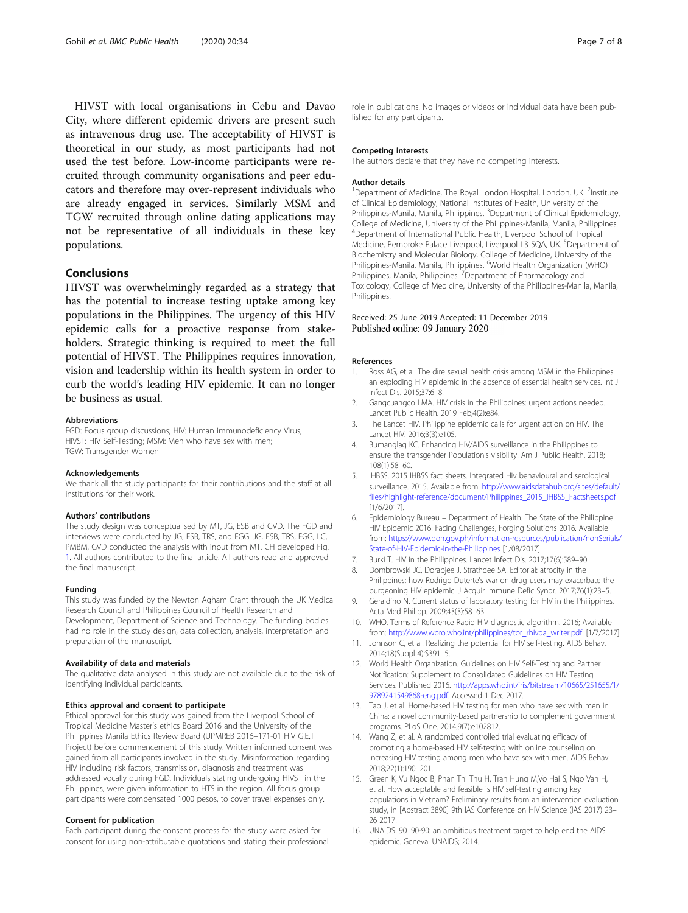HIVST with local organisations in Cebu and Davao City, where different epidemic drivers are present such as intravenous drug use. The acceptability of HIVST is theoretical in our study, as most participants had not used the test before. Low-income participants were recruited through community organisations and peer educators and therefore may over-represent individuals who are already engaged in services. Similarly MSM and TGW recruited through online dating applications may not be representative of all individuals in these key populations.

## Conclusions

HIVST was overwhelmingly regarded as a strategy that has the potential to increase testing uptake among key populations in the Philippines. The urgency of this HIV epidemic calls for a proactive response from stakeholders. Strategic thinking is required to meet the full potential of HIVST. The Philippines requires innovation, vision and leadership within its health system in order to curb the world's leading HIV epidemic. It can no longer be business as usual.

#### Abbreviations

FGD: Focus group discussions; HIV: Human immunodeficiency Virus; HIVST: HIV Self-Testing; MSM: Men who have sex with men; TGW: Transgender Women

#### Acknowledgements

We thank all the study participants for their contributions and the staff at all institutions for their work.

#### Authors' contributions

The study design was conceptualised by MT, JG, ESB and GVD. The FGD and interviews were conducted by JG, ESB, TRS, and EGG. JG, ESB, TRS, EGG, LC, PMBM, GVD conducted the analysis with input from MT. CH developed Fig. 1. All authors contributed to the final article. All authors read and approved the final manuscript.

#### Funding

This study was funded by the Newton Agham Grant through the UK Medical Research Council and Philippines Council of Health Research and Development, Department of Science and Technology. The funding bodies had no role in the study design, data collection, analysis, interpretation and preparation of the manuscript.

#### Availability of data and materials

The qualitative data analysed in this study are not available due to the risk of identifying individual participants.

#### Ethics approval and consent to participate

Ethical approval for this study was gained from the Liverpool School of Tropical Medicine Master's ethics Board 2016 and the University of the Philippines Manila Ethics Review Board (UPMREB 2016–171-01 HIV G.E.T Project) before commencement of this study. Written informed consent was gained from all participants involved in the study. Misinformation regarding HIV including risk factors, transmission, diagnosis and treatment was addressed vocally during FGD. Individuals stating undergoing HIVST in the Philippines, were given information to HTS in the region. All focus group participants were compensated 1000 pesos, to cover travel expenses only.

#### Consent for publication

Each participant during the consent process for the study were asked for consent for using non-attributable quotations and stating their professional role in publications. No images or videos or individual data have been published for any participants.

#### Competing interests

The authors declare that they have no competing interests.

#### Author details

[1]Department of Medicine, The Royal London Hospital, London, UK. [2]Institute of Clinical Epidemiology, National Institutes of Health, University of the Philippines-Manila, Manila, Philippines. [3]Department of Clinical Epidemiology, College of Medicine, University of the Philippines-Manila, Manila, Philippines. [4]Department of International Public Health, Liverpool School of Tropical Medicine, Pembroke Palace Liverpool, Liverpool L3 5QA, UK. [5]Department of Biochemistry and Molecular Biology, College of Medicine, University of the Philippines-Manila, Manila, Philippines. [6]World Health Organization (WHO) Philippines, Manila, Philippines. [7]Department of Pharmacology and Toxicology, College of Medicine, University of the Philippines-Manila, Manila, Philippines.

Received: 25 June 2019 Accepted: 11 December 2019
Published online: 09 January 2020

#### References

1. Ross AG, et al. The dire sexual health crisis among MSM in the Philippines: an exploding HIV epidemic in the absence of essential health services. Int J Infect Dis. 2015;37:6–8.
2. Gangcuangco LMA. HIV crisis in the Philippines: urgent actions needed. Lancet Public Health. 2019 Feb;4(2):e84.
3. The Lancet HIV. Philippine epidemic calls for urgent action on HIV. The Lancet HIV. 2016;3(3):e105.
4. Bumanglag KC. Enhancing HIV/AIDS surveillance in the Philippines to ensure the transgender Population's visibility. Am J Public Health. 2018; 108(1):58–60.
5. IHBSS. 2015 IHBSS fact sheets. Integrated Hiv behavioural and serological surveillance. 2015. Available from: http://www.aidsdatahub.org/sites/default/files/highlight-reference/document/Philippines_2015_IHBSS_Factsheets.pdf [1/6/2017].
6. Epidemiology Bureau – Department of Health. The State of the Philippine HIV Epidemic 2016: Facing Challenges, Forging Solutions 2016. Available from: https://www.doh.gov.ph/information-resources/publication/nonSerials/State-of-HIV-Epidemic-in-the-Philippines [1/08/2017].
7. Burki T. HIV in the Philippines. Lancet Infect Dis. 2017;17(6):589–90.
8. Dombrowski JC, Dorabjee J, Strathdee SA. Editorial: atrocity in the Philippines: how Rodrigo Duterte's war on drug users may exacerbate the burgeoning HIV epidemic. J Acquir Immune Defic Syndr. 2017;76(1):23–5.
9. Geraldino N. Current status of laboratory testing for HIV in the Philippines. Acta Med Philipp. 2009;43(3):58–63.
10. WHO. Terms of Reference Rapid HIV diagnostic algorithm. 2016; Available from: http://www.wpro.who.int/philippines/tor_rhivda_writer.pdf. [1/7/2017].
11. Johnson C, et al. Realizing the potential for HIV self-testing. AIDS Behav. 2014;18(Suppl 4):S391–5.
12. World Health Organization. Guidelines on HIV Self-Testing and Partner Notification: Supplement to Consolidated Guidelines on HIV Testing Services. Published 2016. http://apps.who.int/iris/bitstream/10665/251655/1/9789241549868-eng.pdf. Accessed 1 Dec 2017.
13. Tao J, et al. Home-based HIV testing for men who have sex with men in China: a novel community-based partnership to complement government programs. PLoS One. 2014;9(7):e102812.
14. Wang Z, et al. A randomized controlled trial evaluating efficacy of promoting a home-based HIV self-testing with online counseling on increasing HIV testing among men who have sex with men. AIDS Behav. 2018;22(1):190–201.
15. Green K, Vu Ngoc B, Phan Thi Thu H, Tran Hung M,Vo Hai S, Ngo Van H, et al. How acceptable and feasible is HIV self-testing among key populations in Vietnam? Preliminary results from an intervention evaluation study, in [Abstract 3890] 9th IAS Conference on HIV Science (IAS 2017) 23–26 2017.
16. UNAIDS. 90–90-90: an ambitious treatment target to help end the AIDS epidemic. Geneva: UNAIDS; 2014.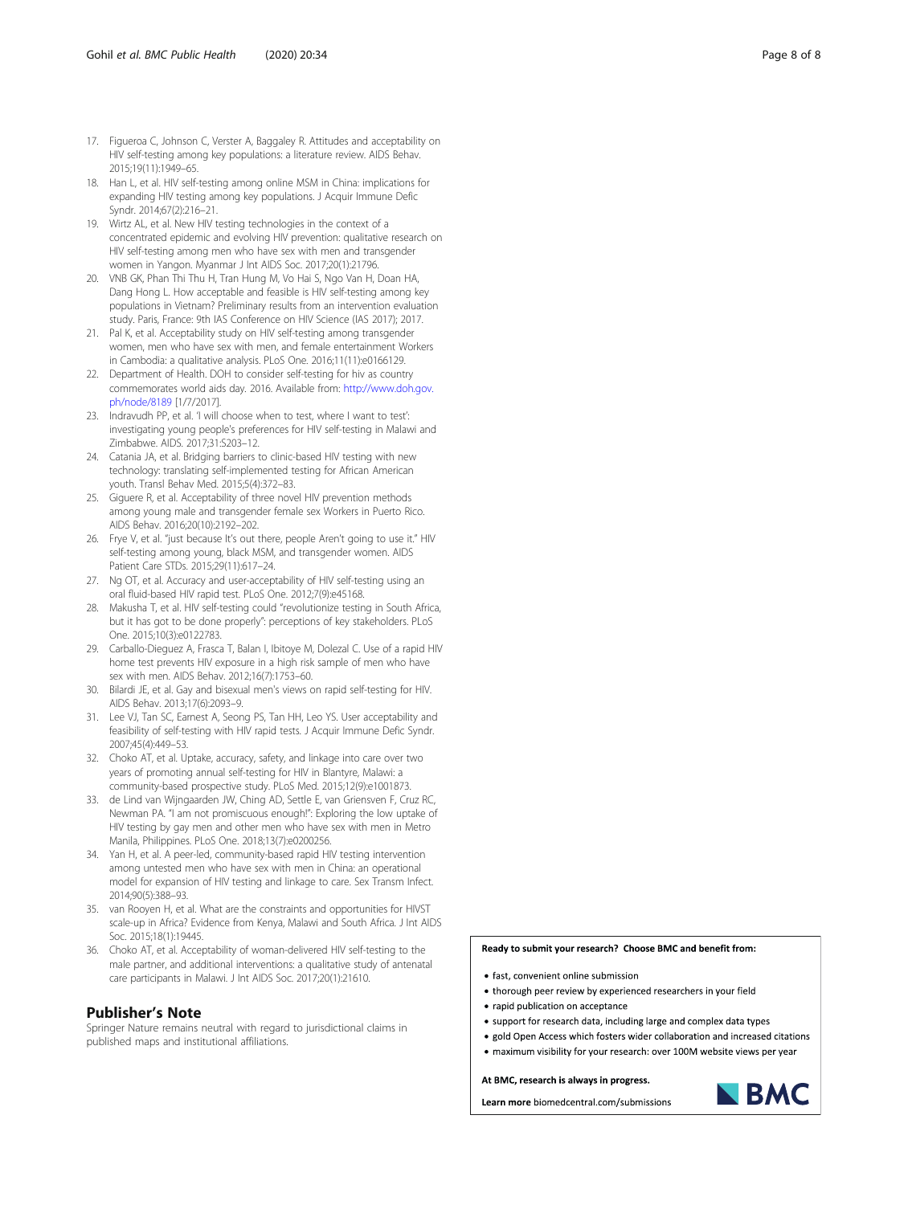17. Figueroa C, Johnson C, Verster A, Baggaley R. Attitudes and acceptability on HIV self-testing among key populations: a literature review. AIDS Behav. 2015;19(11):1949–65.
18. Han L, et al. HIV self-testing among online MSM in China: implications for expanding HIV testing among key populations. J Acquir Immune Defic Syndr. 2014;67(2):216–21.
19. Wirtz AL, et al. New HIV testing technologies in the context of a concentrated epidemic and evolving HIV prevention: qualitative research on HIV self-testing among men who have sex with men and transgender women in Yangon. Myanmar J Int AIDS Soc. 2017;20(1):21796.
20. VNB GK, Phan Thi Thu H, Tran Hung M, Vo Hai S, Ngo Van H, Doan HA, Dang Hong L. How acceptable and feasible is HIV self-testing among key populations in Vietnam? Preliminary results from an intervention evaluation study. Paris, France: 9th IAS Conference on HIV Science (IAS 2017); 2017.
21. Pal K, et al. Acceptability study on HIV self-testing among transgender women, men who have sex with men, and female entertainment Workers in Cambodia: a qualitative analysis. PLoS One. 2016;11(11):e0166129.
22. Department of Health. DOH to consider self-testing for hiv as country commemorates world aids day. 2016. Available from: http://www.doh.gov.ph/node/8189 [1/7/2017].
23. Indravudh PP, et al. 'I will choose when to test, where I want to test': investigating young people's preferences for HIV self-testing in Malawi and Zimbabwe. AIDS. 2017;31:S203–12.
24. Catania JA, et al. Bridging barriers to clinic-based HIV testing with new technology: translating self-implemented testing for African American youth. Transl Behav Med. 2015;5(4):372–83.
25. Giguere R, et al. Acceptability of three novel HIV prevention methods among young male and transgender female sex Workers in Puerto Rico. AIDS Behav. 2016;20(10):2192–202.
26. Frye V, et al. "just because It's out there, people Aren't going to use it." HIV self-testing among young, black MSM, and transgender women. AIDS Patient Care STDs. 2015;29(11):617–24.
27. Ng OT, et al. Accuracy and user-acceptability of HIV self-testing using an oral fluid-based HIV rapid test. PLoS One. 2012;7(9):e45168.
28. Makusha T, et al. HIV self-testing could "revolutionize testing in South Africa, but it has got to be done properly": perceptions of key stakeholders. PLoS One. 2015;10(3):e0122783.
29. Carballo-Dieguez A, Frasca T, Balan I, Ibitoye M, Dolezal C. Use of a rapid HIV home test prevents HIV exposure in a high risk sample of men who have sex with men. AIDS Behav. 2012;16(7):1753–60.
30. Bilardi JE, et al. Gay and bisexual men's views on rapid self-testing for HIV. AIDS Behav. 2013;17(6):2093–9.
31. Lee VJ, Tan SC, Earnest A, Seong PS, Tan HH, Leo YS. User acceptability and feasibility of self-testing with HIV rapid tests. J Acquir Immune Defic Syndr. 2007;45(4):449–53.
32. Choko AT, et al. Uptake, accuracy, safety, and linkage into care over two years of promoting annual self-testing for HIV in Blantyre, Malawi: a community-based prospective study. PLoS Med. 2015;12(9):e1001873.
33. de Lind van Wijngaarden JW, Ching AD, Settle E, van Griensven F, Cruz RC, Newman PA. "I am not promiscuous enough!": Exploring the low uptake of HIV testing by gay men and other men who have sex with men in Metro Manila, Philippines. PLoS One. 2018;13(7):e0200256.
34. Yan H, et al. A peer-led, community-based rapid HIV testing intervention among untested men who have sex with men in China: an operational model for expansion of HIV testing and linkage to care. Sex Transm Infect. 2014;90(5):388–93.
35. van Rooyen H, et al. What are the constraints and opportunities for HIVST scale-up in Africa? Evidence from Kenya, Malawi and South Africa. J Int AIDS Soc. 2015;18(1):19445.
36. Choko AT, et al. Acceptability of woman-delivered HIV self-testing to the male partner, and additional interventions: a qualitative study of antenatal care participants in Malawi. J Int AIDS Soc. 2017;20(1):21610.

## Publisher's Note

Springer Nature remains neutral with regard to jurisdictional claims in published maps and institutional affiliations.

**Ready to submit your research? Choose BMC and benefit from:**

- fast, convenient online submission
- thorough peer review by experienced researchers in your field
- rapid publication on acceptance
- support for research data, including large and complex data types
- gold Open Access which fosters wider collaboration and increased citations
- maximum visibility for your research: over 100M website views per year

**At BMC, research is always in progress.**

**Learn more** biomedcentral.com/submissions

BMC